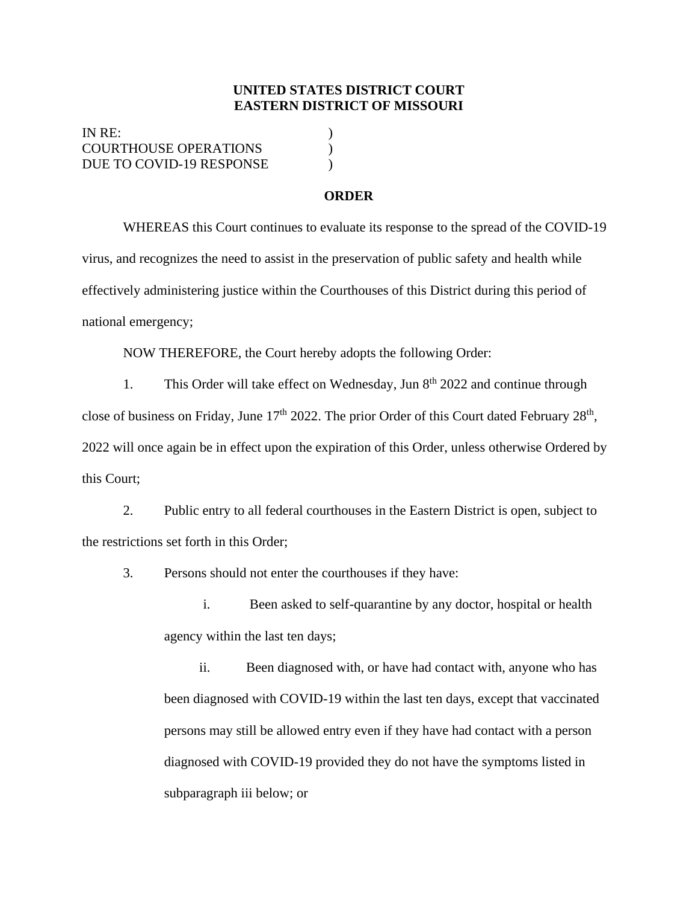**UNITED STATES DISTRICT COURT**
**EASTERN DISTRICT OF MISSOURI**

IN RE: )
COURTHOUSE OPERATIONS )
DUE TO COVID-19 RESPONSE )

**ORDER**

WHEREAS this Court continues to evaluate its response to the spread of the COVID-19 virus, and recognizes the need to assist in the preservation of public safety and health while effectively administering justice within the Courthouses of this District during this period of national emergency;

NOW THEREFORE, the Court hereby adopts the following Order:

1. This Order will take effect on Wednesday, Jun 8th 2022 and continue through close of business on Friday, June 17th 2022. The prior Order of this Court dated February 28th, 2022 will once again be in effect upon the expiration of this Order, unless otherwise Ordered by this Court;

2. Public entry to all federal courthouses in the Eastern District is open, subject to the restrictions set forth in this Order;

3. Persons should not enter the courthouses if they have:

   i. Been asked to self-quarantine by any doctor, hospital or health agency within the last ten days;

   ii. Been diagnosed with, or have had contact with, anyone who has been diagnosed with COVID-19 within the last ten days, except that vaccinated persons may still be allowed entry even if they have had contact with a person diagnosed with COVID-19 provided they do not have the symptoms listed in subparagraph iii below; or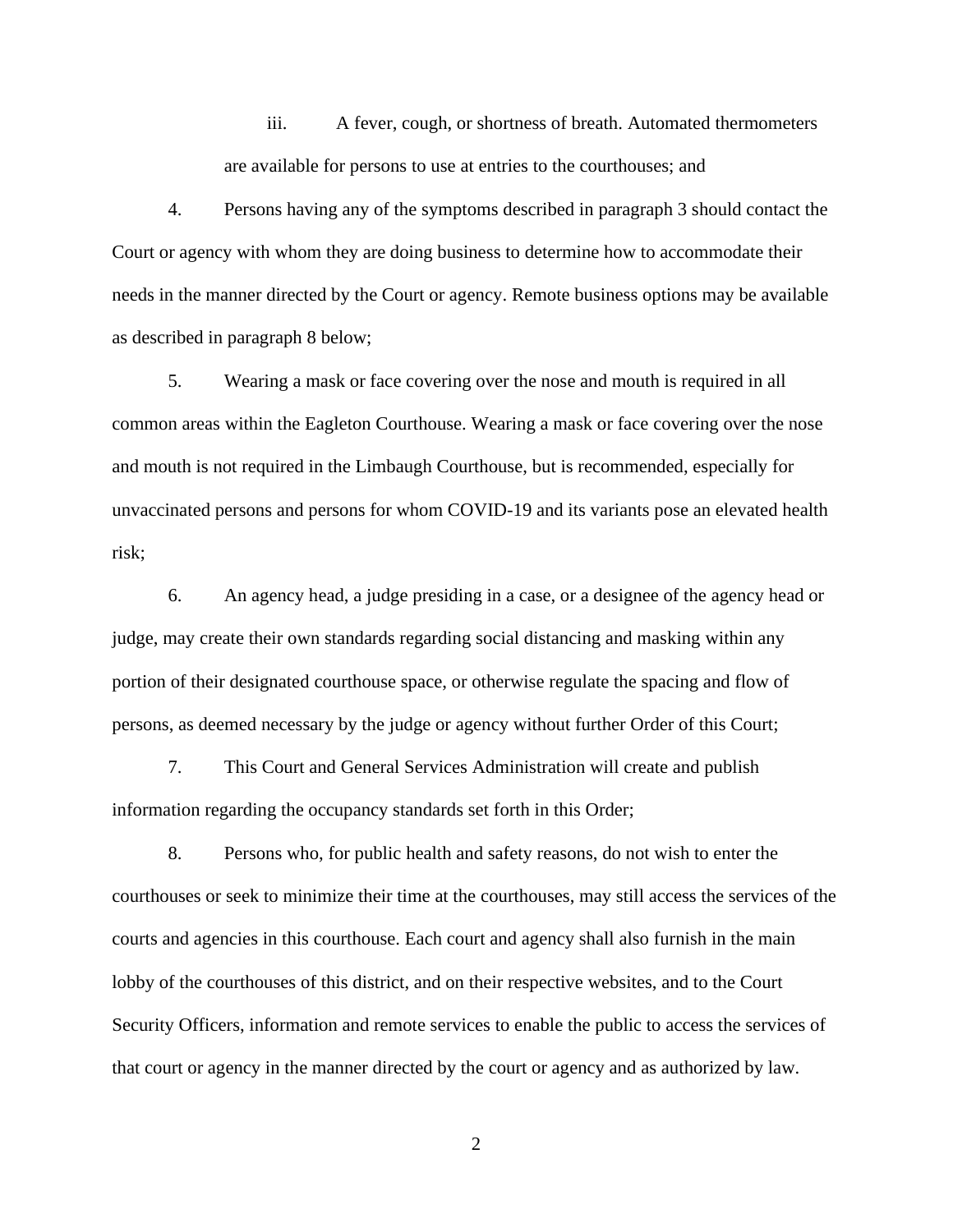iii. A fever, cough, or shortness of breath. Automated thermometers are available for persons to use at entries to the courthouses; and

4. Persons having any of the symptoms described in paragraph 3 should contact the Court or agency with whom they are doing business to determine how to accommodate their needs in the manner directed by the Court or agency. Remote business options may be available as described in paragraph 8 below;

5. Wearing a mask or face covering over the nose and mouth is required in all common areas within the Eagleton Courthouse. Wearing a mask or face covering over the nose and mouth is not required in the Limbaugh Courthouse, but is recommended, especially for unvaccinated persons and persons for whom COVID-19 and its variants pose an elevated health risk;

6. An agency head, a judge presiding in a case, or a designee of the agency head or judge, may create their own standards regarding social distancing and masking within any portion of their designated courthouse space, or otherwise regulate the spacing and flow of persons, as deemed necessary by the judge or agency without further Order of this Court;

7. This Court and General Services Administration will create and publish information regarding the occupancy standards set forth in this Order;

8. Persons who, for public health and safety reasons, do not wish to enter the courthouses or seek to minimize their time at the courthouses, may still access the services of the courts and agencies in this courthouse. Each court and agency shall also furnish in the main lobby of the courthouses of this district, and on their respective websites, and to the Court Security Officers, information and remote services to enable the public to access the services of that court or agency in the manner directed by the court or agency and as authorized by law.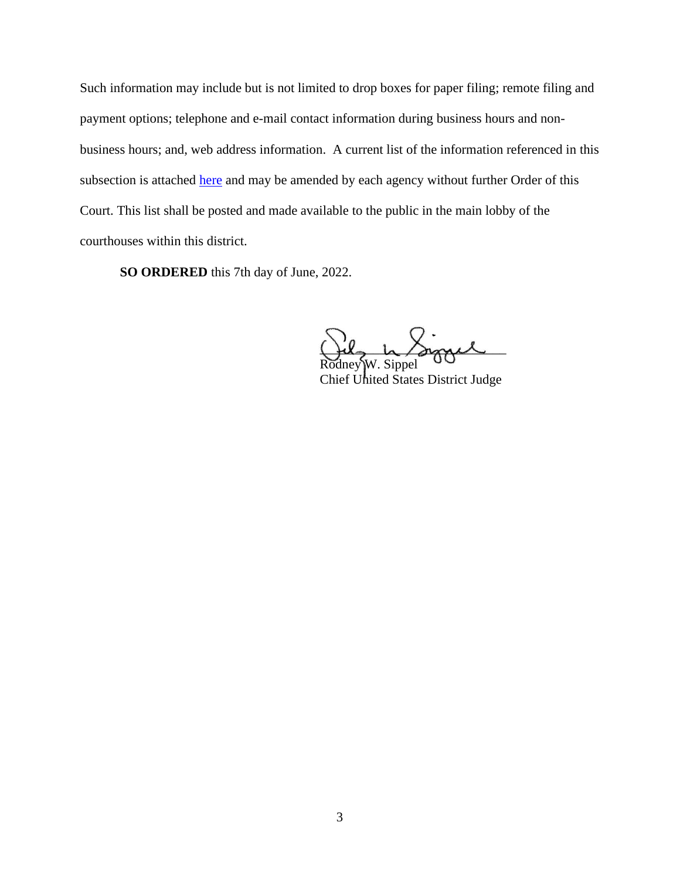Such information may include but is not limited to drop boxes for paper filing; remote filing and payment options; telephone and e-mail contact information during business hours and non-business hours; and, web address information. A current list of the information referenced in this subsection is attached here and may be amended by each agency without further Order of this Court. This list shall be posted and made available to the public in the main lobby of the courthouses within this district.

**SO ORDERED** this 7th day of June, 2022.

Rodney W. Sippel
Chief United States District Judge